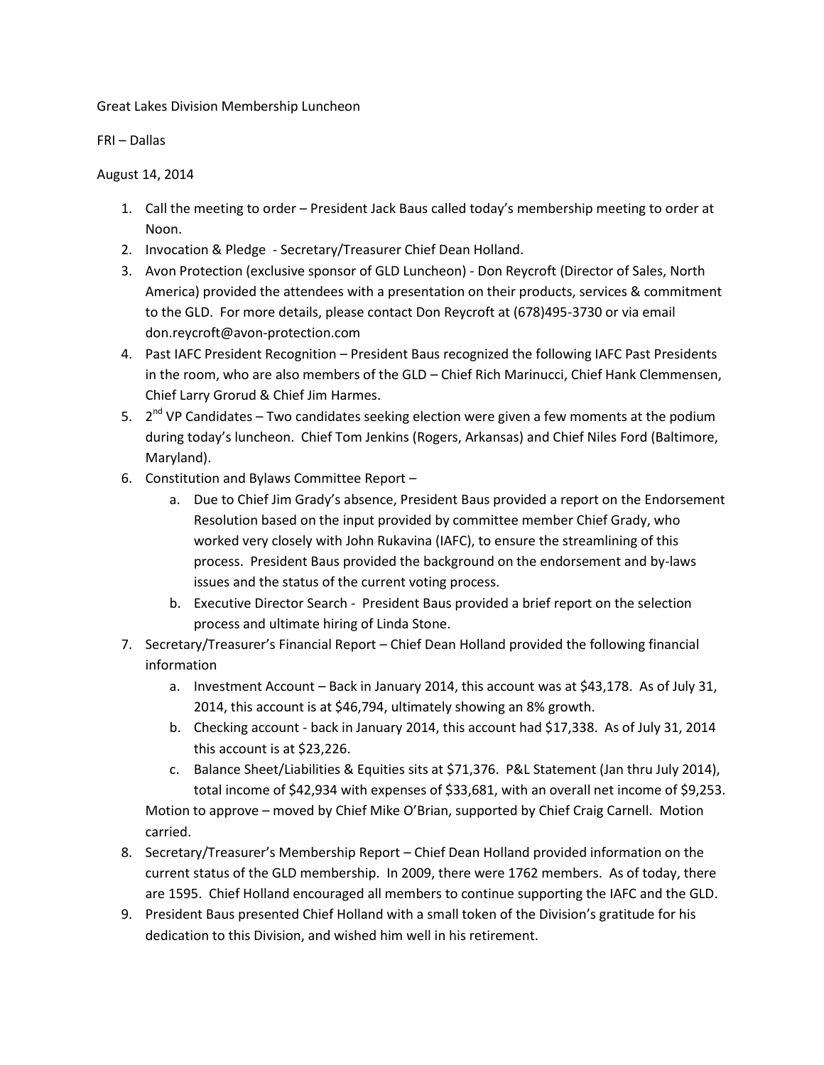Great Lakes Division Membership Luncheon

FRI – Dallas

August 14, 2014

1. Call the meeting to order – President Jack Baus called today's membership meeting to order at Noon.
2. Invocation & Pledge - Secretary/Treasurer Chief Dean Holland.
3. Avon Protection (exclusive sponsor of GLD Luncheon) - Don Reycroft (Director of Sales, North America) provided the attendees with a presentation on their products, services & commitment to the GLD. For more details, please contact Don Reycroft at (678)495-3730 or via email don.reycroft@avon-protection.com
4. Past IAFC President Recognition – President Baus recognized the following IAFC Past Presidents in the room, who are also members of the GLD – Chief Rich Marinucci, Chief Hank Clemmensen, Chief Larry Grorud & Chief Jim Harmes.
5. 2nd VP Candidates – Two candidates seeking election were given a few moments at the podium during today's luncheon. Chief Tom Jenkins (Rogers, Arkansas) and Chief Niles Ford (Baltimore, Maryland).
6. Constitution and Bylaws Committee Report –
   a. Due to Chief Jim Grady's absence, President Baus provided a report on the Endorsement Resolution based on the input provided by committee member Chief Grady, who worked very closely with John Rukavina (IAFC), to ensure the streamlining of this process. President Baus provided the background on the endorsement and by-laws issues and the status of the current voting process.
   b. Executive Director Search - President Baus provided a brief report on the selection process and ultimate hiring of Linda Stone.
7. Secretary/Treasurer's Financial Report – Chief Dean Holland provided the following financial information
   a. Investment Account – Back in January 2014, this account was at $43,178. As of July 31, 2014, this account is at $46,794, ultimately showing an 8% growth.
   b. Checking account - back in January 2014, this account had $17,338. As of July 31, 2014 this account is at $23,226.
   c. Balance Sheet/Liabilities & Equities sits at $71,376. P&L Statement (Jan thru July 2014), total income of $42,934 with expenses of $33,681, with an overall net income of $9,253.

   Motion to approve – moved by Chief Mike O'Brian, supported by Chief Craig Carnell. Motion carried.
8. Secretary/Treasurer's Membership Report – Chief Dean Holland provided information on the current status of the GLD membership. In 2009, there were 1762 members. As of today, there are 1595. Chief Holland encouraged all members to continue supporting the IAFC and the GLD.
9. President Baus presented Chief Holland with a small token of the Division's gratitude for his dedication to this Division, and wished him well in his retirement.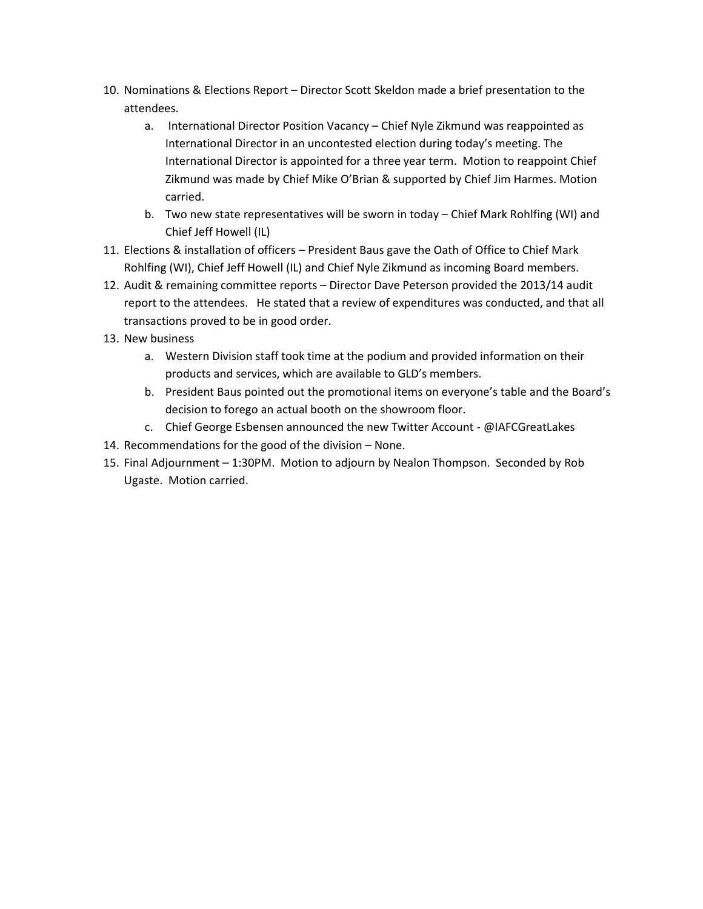10. Nominations & Elections Report – Director Scott Skeldon made a brief presentation to the attendees.
    a. International Director Position Vacancy – Chief Nyle Zikmund was reappointed as International Director in an uncontested election during today's meeting. The International Director is appointed for a three year term. Motion to reappoint Chief Zikmund was made by Chief Mike O'Brian & supported by Chief Jim Harmes. Motion carried.
    b. Two new state representatives will be sworn in today – Chief Mark Rohlfing (WI) and Chief Jeff Howell (IL)
11. Elections & installation of officers – President Baus gave the Oath of Office to Chief Mark Rohlfing (WI), Chief Jeff Howell (IL) and Chief Nyle Zikmund as incoming Board members.
12. Audit & remaining committee reports – Director Dave Peterson provided the 2013/14 audit report to the attendees. He stated that a review of expenditures was conducted, and that all transactions proved to be in good order.
13. New business
    a. Western Division staff took time at the podium and provided information on their products and services, which are available to GLD's members.
    b. President Baus pointed out the promotional items on everyone's table and the Board's decision to forego an actual booth on the showroom floor.
    c. Chief George Esbensen announced the new Twitter Account - @IAFCGreatLakes
14. Recommendations for the good of the division – None.
15. Final Adjournment – 1:30PM. Motion to adjourn by Nealon Thompson. Seconded by Rob Ugaste. Motion carried.